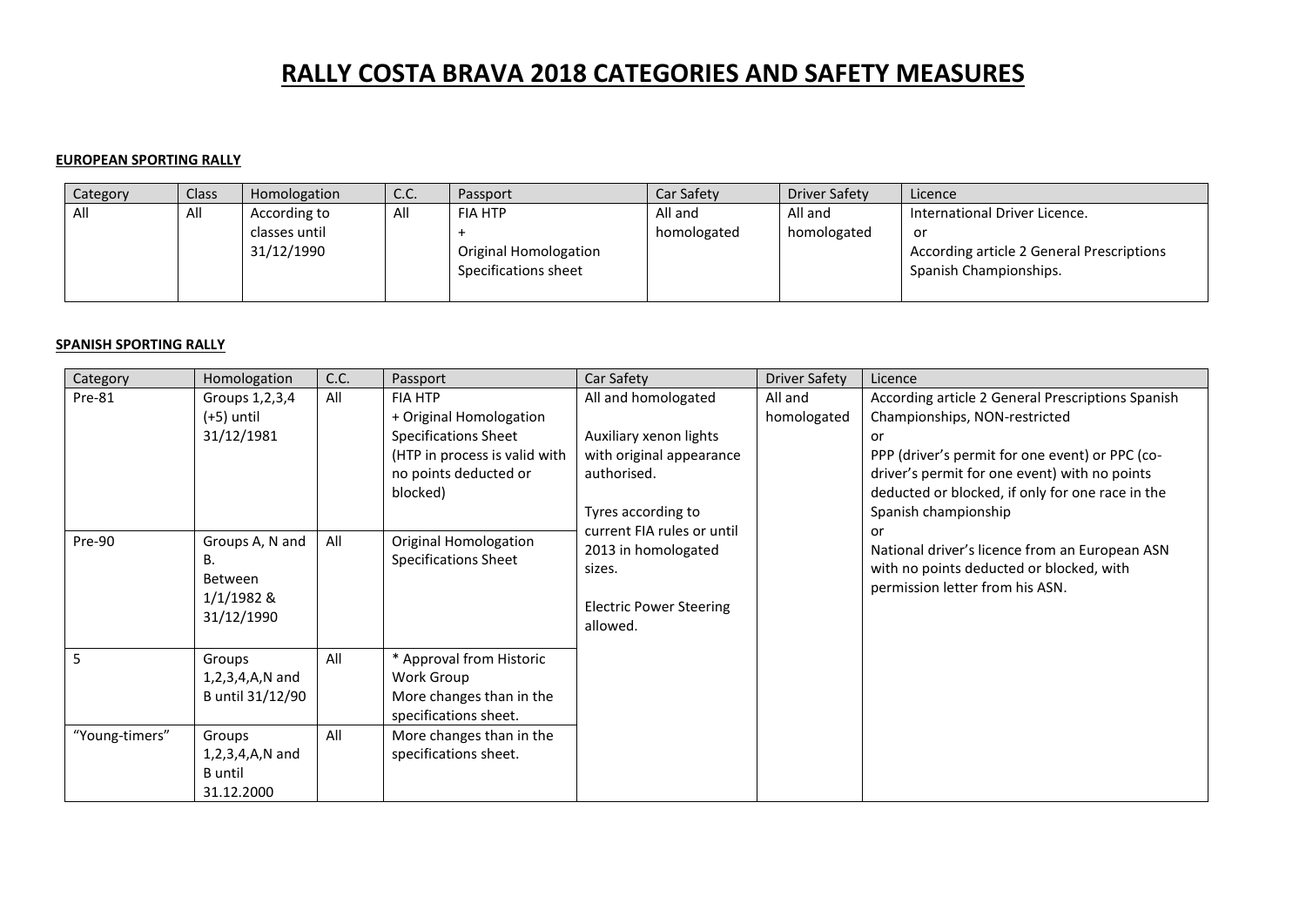# RALLY COSTA BRAVA 2018 CATEGORIES AND SAFETY MEASURES

**EUROPEAN SPORTING RALLY**

| Category | Class | Homologation | C.C. | Passport | Car Safety | Driver Safety | Licence |
|---|---|---|---|---|---|---|---|
| All | All | According to classes until 31/12/1990 | All | FIA HTP + Original Homologation Specifications sheet | All and homologated | All and homologated | International Driver Licence. or According article 2 General Prescriptions Spanish Championships. |

**SPANISH SPORTING RALLY**

| Category | Homologation | C.C. | Passport | Car Safety | Driver Safety | Licence |
|---|---|---|---|---|---|---|
| Pre-81 | Groups 1,2,3,4 (+5) until 31/12/1981 | All | FIA HTP + Original Homologation Specifications Sheet (HTP in process is valid with no points deducted or blocked) | All and homologated<br><br>Auxiliary xenon lights with original appearance authorised.<br><br>Tyres according to current FIA rules or until 2013 in homologated sizes.<br><br>Electric Power Steering allowed. | All and homologated | According article 2 General Prescriptions Spanish Championships, NON-restricted<br>or<br>PPP (driver's permit for one event) or PPC (co-driver's permit for one event) with no points deducted or blocked, if only for one race in the Spanish championship<br>or<br>National driver's licence from an European ASN with no points deducted or blocked, with permission letter from his ASN. |
| Pre-90 | Groups A, N and B. Between 1/1/1982 & 31/12/1990 | All | Original Homologation Specifications Sheet | | | |
| 5 | Groups 1,2,3,4,A,N and B until 31/12/90 | All | * Approval from Historic Work Group More changes than in the specifications sheet. | | | |
| "Young-timers" | Groups 1,2,3,4,A,N and B until 31.12.2000 | All | More changes than in the specifications sheet. | | | |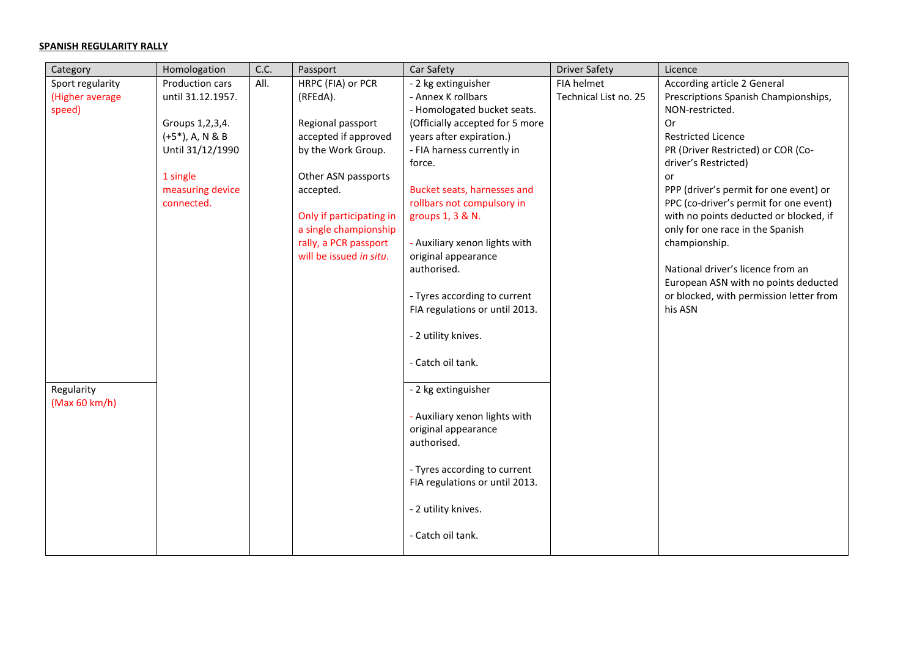**SPANISH REGULARITY RALLY**

| Category | Homologation | C.C. | Passport | Car Safety | Driver Safety | Licence |
|---|---|---|---|---|---|---|
| Sport regularity (Higher average speed) | Production cars until 31.12.1957.<br><br>Groups 1,2,3,4. (+5*), A, N & B Until 31/12/1990<br><br>1 single measuring device connected. | All. | HRPC (FIA) or PCR (RFEdA).<br><br>Regional passport accepted if approved by the Work Group.<br><br>Other ASN passports accepted.<br><br>Only if participating in a single championship rally, a PCR passport will be issued *in situ*. | - 2 kg extinguisher<br>- Annex K rollbars<br>- Homologated bucket seats. (Officially accepted for 5 more years after expiration.)<br>- FIA harness currently in force.<br><br>Bucket seats, harnesses and rollbars not compulsory in groups 1, 3 & N.<br><br>- Auxiliary xenon lights with original appearance authorised.<br><br>- Tyres according to current FIA regulations or until 2013.<br><br>- 2 utility knives.<br><br>- Catch oil tank. | FIA helmet Technical List no. 25 | According article 2 General Prescriptions Spanish Championships, NON-restricted.<br>Or<br>Restricted Licence<br>PR (Driver Restricted) or COR (Co-driver's Restricted)<br>or<br>PPP (driver's permit for one event) or PPC (co-driver's permit for one event) with no points deducted or blocked, if only for one race in the Spanish championship.<br><br>National driver's licence from an European ASN with no points deducted or blocked, with permission letter from his ASN |
| Regularity (Max 60 km/h) | | | | - 2 kg extinguisher<br><br>- Auxiliary xenon lights with original appearance authorised.<br><br>- Tyres according to current FIA regulations or until 2013.<br><br>- 2 utility knives.<br><br>- Catch oil tank. | | |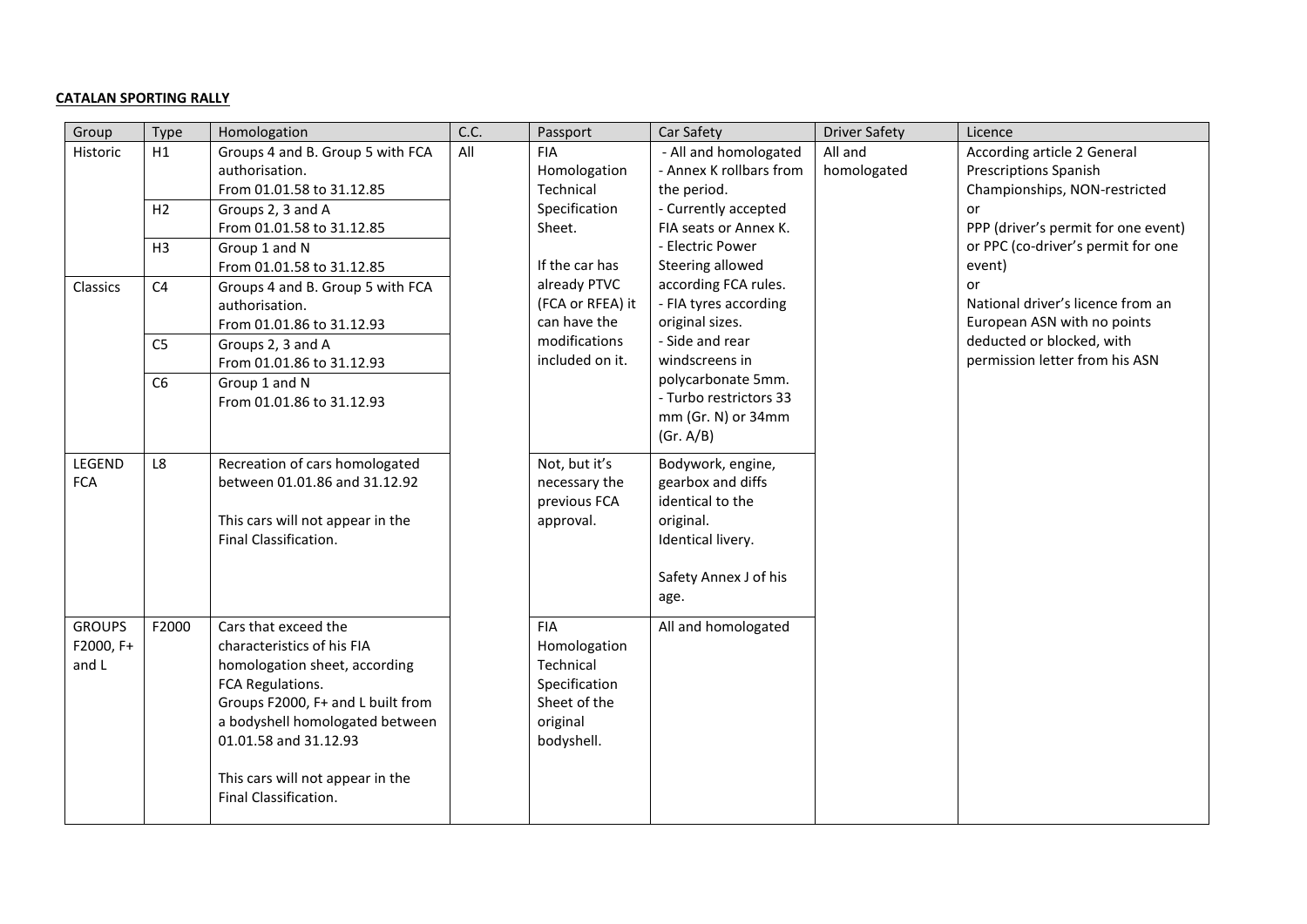**CATALAN SPORTING RALLY**

| Group | Type | Homologation | C.C. | Passport | Car Safety | Driver Safety | Licence |
|---|---|---|---|---|---|---|---|
| Historic | H1 | Groups 4 and B. Group 5 with FCA authorisation.<br>From 01.01.58 to 31.12.85 | All | FIA Homologation Technical Specification Sheet.<br><br>If the car has already PTVC (FCA or RFEA) it can have the modifications included on it. | - All and homologated<br>- Annex K rollbars from the period.<br>- Currently accepted FIA seats or Annex K.<br>- Electric Power Steering allowed according FCA rules.<br>- FIA tyres according original sizes.<br>- Side and rear windscreens in polycarbonate 5mm.<br>- Turbo restrictors 33 mm (Gr. N) or 34mm (Gr. A/B) | All and homologated | According article 2 General Prescriptions Spanish Championships, NON-restricted<br>or<br>PPP (driver's permit for one event) or PPC (co-driver's permit for one event)<br>or<br>National driver's licence from an European ASN with no points deducted or blocked, with permission letter from his ASN |
| | H2 | Groups 2, 3 and A<br>From 01.01.58 to 31.12.85 | | | | | |
| | H3 | Group 1 and N<br>From 01.01.58 to 31.12.85 | | | | | |
| Classics | C4 | Groups 4 and B. Group 5 with FCA authorisation.<br>From 01.01.86 to 31.12.93 | | | | | |
| | C5 | Groups 2, 3 and A<br>From 01.01.86 to 31.12.93 | | | | | |
| | C6 | Group 1 and N<br>From 01.01.86 to 31.12.93 | | | | | |
| LEGEND FCA | L8 | Recreation of cars homologated between 01.01.86 and 31.12.92<br><br>This cars will not appear in the Final Classification. | | Not, but it's necessary the previous FCA approval. | Bodywork, engine, gearbox and diffs identical to the original.<br>Identical livery.<br><br>Safety Annex J of his age. | | |
| GROUPS F2000, F+ and L | F2000 | Cars that exceed the characteristics of his FIA homologation sheet, according FCA Regulations.<br>Groups F2000, F+ and L built from a bodyshell homologated between 01.01.58 and 31.12.93<br><br>This cars will not appear in the Final Classification. | | FIA Homologation Technical Specification Sheet of the original bodyshell. | All and homologated | | |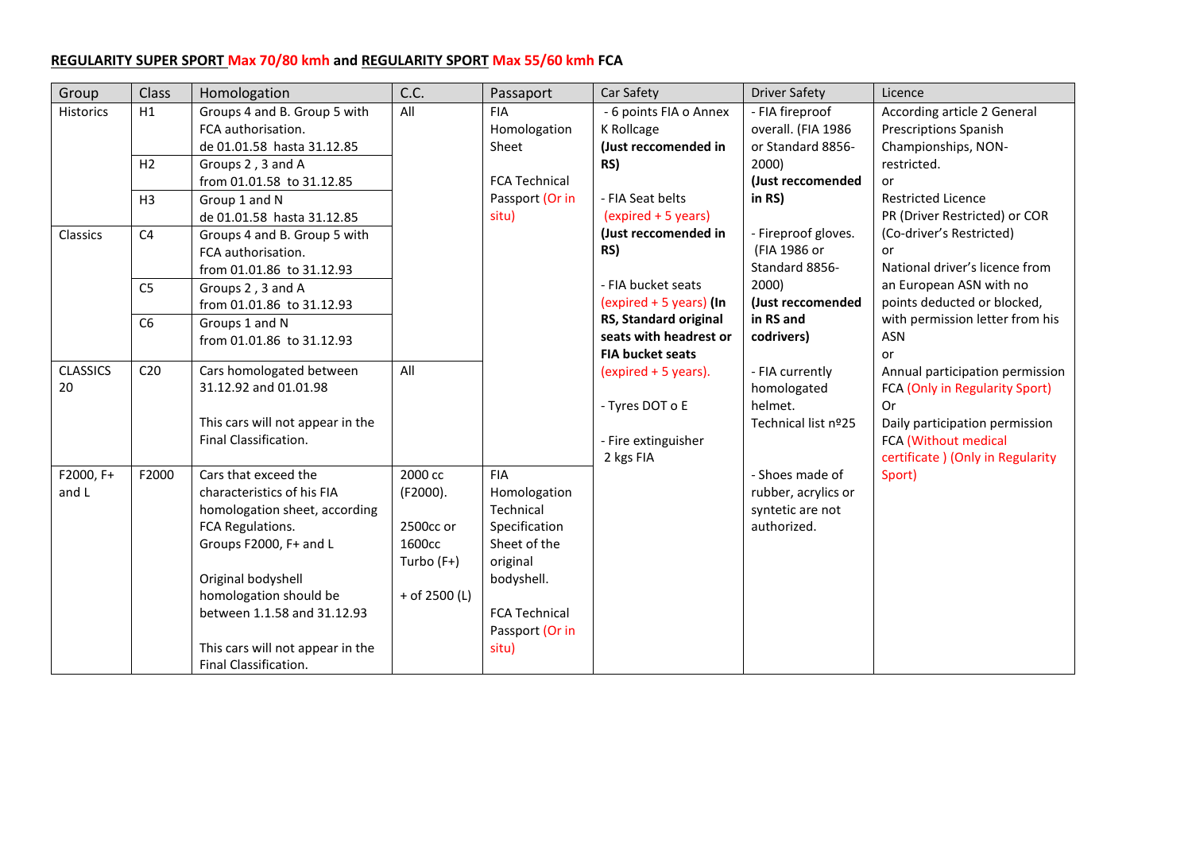**REGULARITY SUPER SPORT Max 70/80 kmh and REGULARITY SPORT Max 55/60 kmh FCA**

| Group | Class | Homologation | C.C. | Passaport | Car Safety | Driver Safety | Licence |
|---|---|---|---|---|---|---|---|
| Historics | H1 | Groups 4 and B. Group 5 with FCA authorisation. de 01.01.58 hasta 31.12.85 | All | FIA Homologation Sheet<br><br>FCA Technical Passport (Or in situ) | - 6 points FIA o Annex K Rollcage **(Just reccomended in RS)**<br><br>- FIA Seat belts (expired + 5 years) **(Just reccomended in RS)**<br><br>- FIA bucket seats (expired + 5 years) **(In RS, Standard original seats with headrest or FIA bucket seats** (expired + 5 years).<br><br>- Tyres DOT o E<br><br>- Fire extinguisher 2 kgs FIA | - FIA fireproof overall. (FIA 1986 or Standard 8856-2000) **(Just reccomended in RS)**<br><br>- Fireproof gloves. (FIA 1986 or Standard 8856-2000) **(Just reccomended in RS and codrivers)**<br><br>- FIA currently homologated helmet. Technical list nº25<br><br>- Shoes made of rubber, acrylics or syntetic are not authorized. | According article 2 General Prescriptions Spanish Championships, NON-restricted.<br>or<br>Restricted Licence PR (Driver Restricted) or COR (Co-driver's Restricted)<br>or<br>National driver's licence from an European ASN with no points deducted or blocked, with permission letter from his ASN<br>or<br>Annual participation permission FCA (Only in Regularity Sport)<br>Or<br>Daily participation permission FCA (Without medical certificate ) (Only in Regularity Sport) |
| | H2 | Groups 2 , 3 and A from 01.01.58 to 31.12.85 | | | | | |
| | H3 | Group 1 and N de 01.01.58 hasta 31.12.85 | | | | | |
| Classics | C4 | Groups 4 and B. Group 5 with FCA authorisation. from 01.01.86 to 31.12.93 | | | | | |
| | C5 | Groups 2 , 3 and A from 01.01.86 to 31.12.93 | | | | | |
| | C6 | Groups 1 and N from 01.01.86 to 31.12.93 | | | | | |
| CLASSICS 20 | C20 | Cars homologated between 31.12.92 and 01.01.98<br><br>This cars will not appear in the Final Classification. | All | | | | |
| F2000, F+ and L | F2000 | Cars that exceed the characteristics of his FIA homologation sheet, according FCA Regulations. Groups F2000, F+ and L<br><br>Original bodyshell homologation should be between 1.1.58 and 31.12.93<br><br>This cars will not appear in the Final Classification. | 2000 cc (F2000).<br><br>2500cc or 1600cc Turbo (F+)<br><br>+ of 2500 (L) | FIA Homologation Technical Specification Sheet of the original bodyshell.<br><br>FCA Technical Passport (Or in situ) | | | |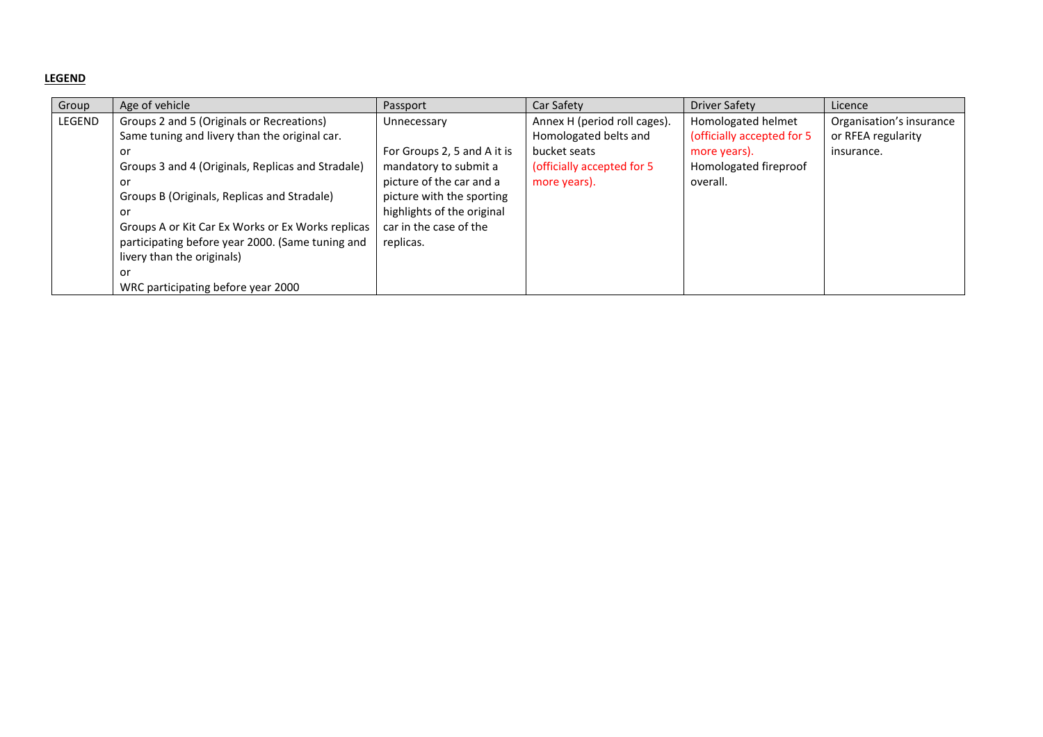**LEGEND**

| Group | Age of vehicle | Passport | Car Safety | Driver Safety | Licence |
|---|---|---|---|---|---|
| LEGEND | Groups 2 and 5 (Originals or Recreations)<br>Same tuning and livery than the original car.<br>or<br>Groups 3 and 4 (Originals, Replicas and Stradale)<br>or<br>Groups B (Originals, Replicas and Stradale)<br>or<br>Groups A or Kit Car Ex Works or Ex Works replicas participating before year 2000. (Same tuning and livery than the originals)<br>or<br>WRC participating before year 2000 | Unnecessary<br><br>For Groups 2, 5 and A it is mandatory to submit a picture of the car and a picture with the sporting highlights of the original car in the case of the replicas. | Annex H (period roll cages).<br>Homologated belts and bucket seats<br>(officially accepted for 5 more years). | Homologated helmet<br>(officially accepted for 5 more years).<br>Homologated fireproof overall. | Organisation's insurance or RFEA regularity insurance. |